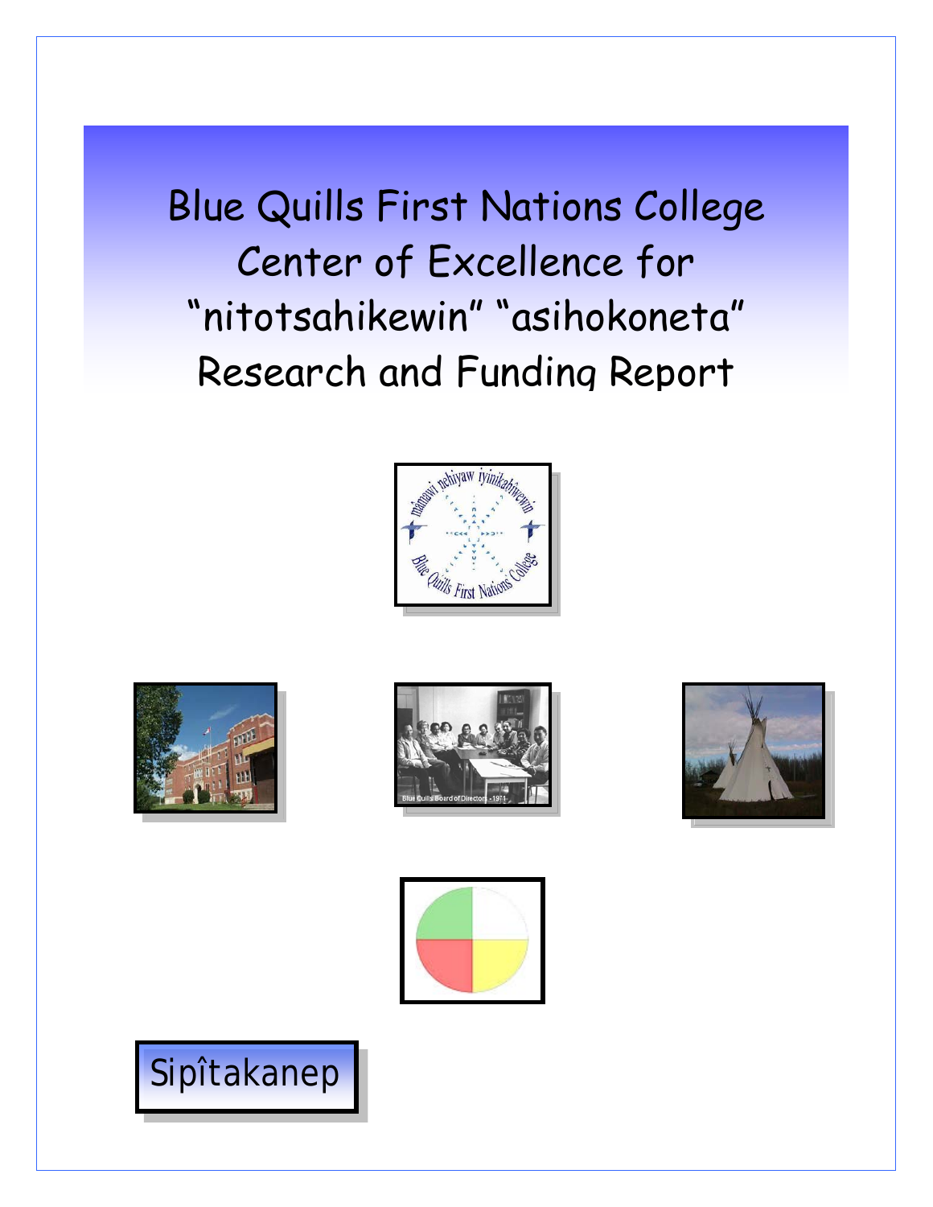# Blue Quills First Nations College Center of Excellence for "nitotsahikewin" "asihokoneta" Research and Funding Report

Sipîtakanep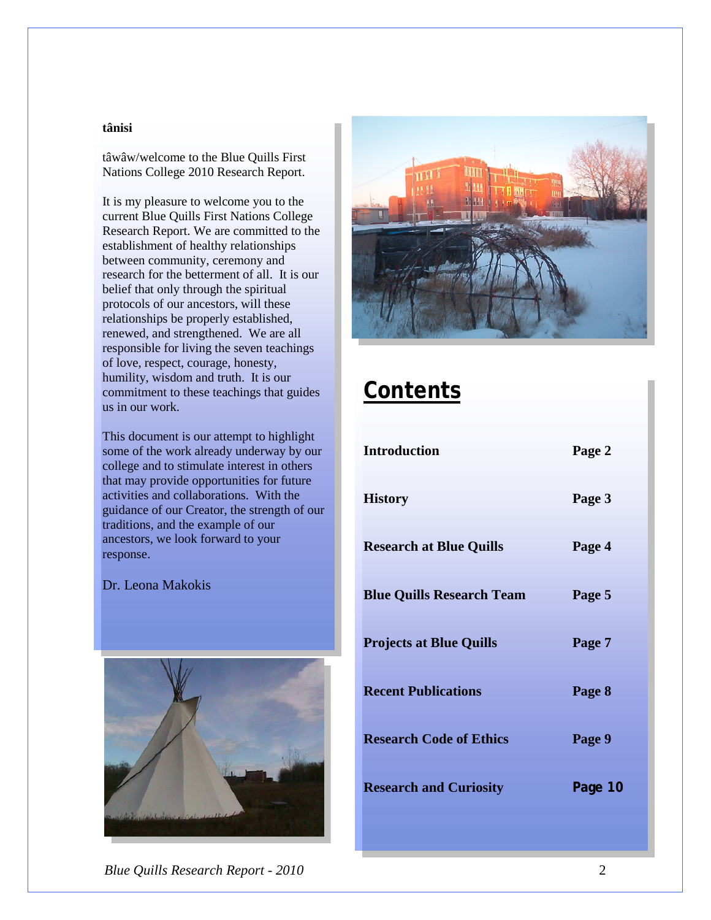**tânisi**

tâwâw/welcome to the Blue Quills First Nations College 2010 Research Report.

It is my pleasure to welcome you to the current Blue Quills First Nations College Research Report. We are committed to the establishment of healthy relationships between community, ceremony and research for the betterment of all. It is our belief that only through the spiritual protocols of our ancestors, will these relationships be properly established, renewed, and strengthened. We are all responsible for living the seven teachings of love, respect, courage, honesty, humility, wisdom and truth. It is our commitment to these teachings that guides us in our work.

This document is our attempt to highlight some of the work already underway by our college and to stimulate interest in others that may provide opportunities for future activities and collaborations. With the guidance of our Creator, the strength of our traditions, and the example of our ancestors, we look forward to your response.

Dr. Leona Makokis

## Contents

| | |
|---|---|
| **Introduction** | **Page 2** |
| **History** | **Page 3** |
| **Research at Blue Quills** | **Page 4** |
| **Blue Quills Research Team** | **Page 5** |
| **Projects at Blue Quills** | **Page 7** |
| **Recent Publications** | **Page 8** |
| **Research Code of Ethics** | **Page 9** |
| **Research and Curiosity** | **Page 10** |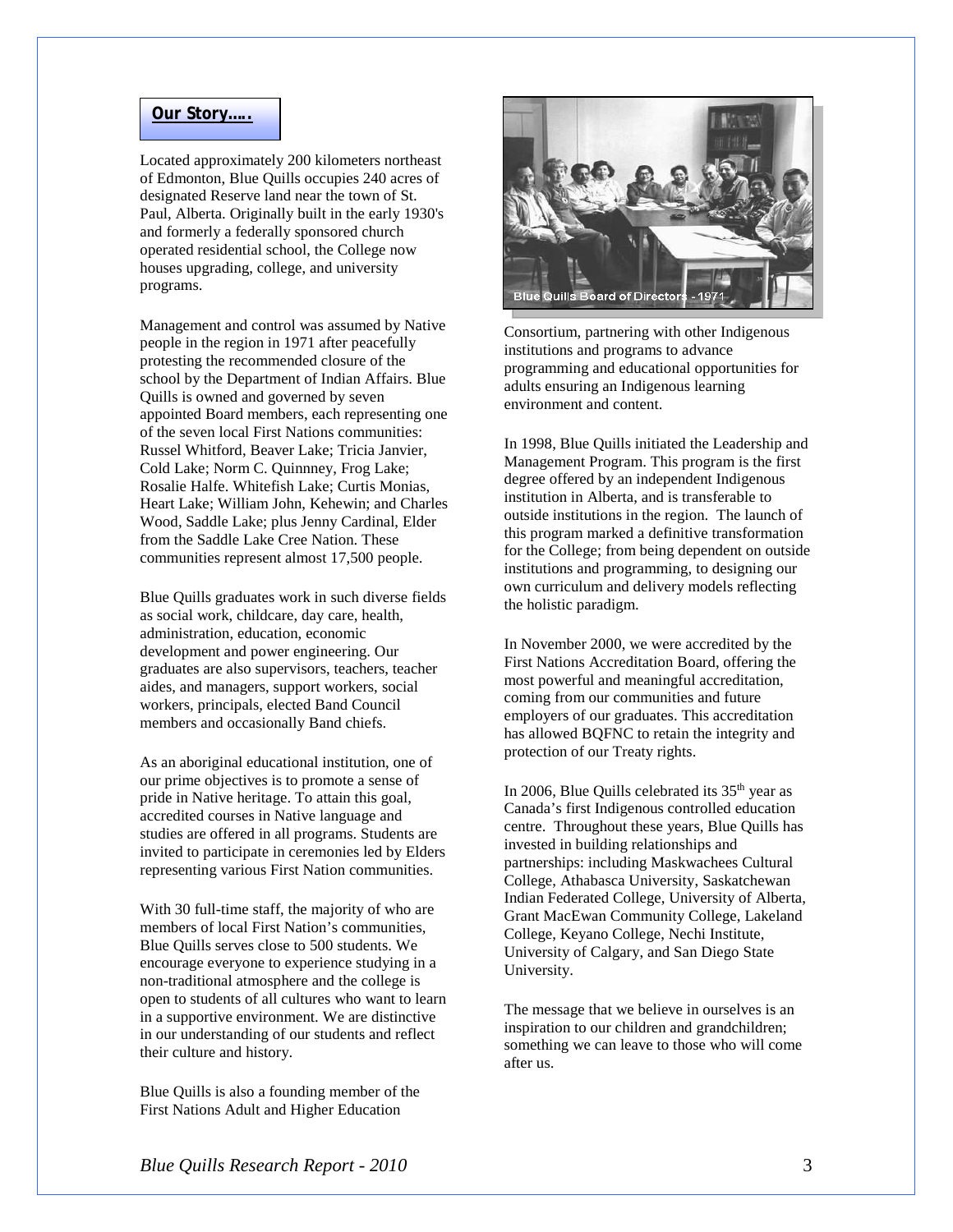## Our Story…..

Located approximately 200 kilometers northeast of Edmonton, Blue Quills occupies 240 acres of designated Reserve land near the town of St. Paul, Alberta. Originally built in the early 1930's and formerly a federally sponsored church operated residential school, the College now houses upgrading, college, and university programs.

Management and control was assumed by Native people in the region in 1971 after peacefully protesting the recommended closure of the school by the Department of Indian Affairs. Blue Quills is owned and governed by seven appointed Board members, each representing one of the seven local First Nations communities: Russel Whitford, Beaver Lake; Tricia Janvier, Cold Lake; Norm C. Quinnney, Frog Lake; Rosalie Halfe. Whitefish Lake; Curtis Monias, Heart Lake; William John, Kehewin; and Charles Wood, Saddle Lake; plus Jenny Cardinal, Elder from the Saddle Lake Cree Nation. These communities represent almost 17,500 people.

Blue Quills graduates work in such diverse fields as social work, childcare, day care, health, administration, education, economic development and power engineering. Our graduates are also supervisors, teachers, teacher aides, and managers, support workers, social workers, principals, elected Band Council members and occasionally Band chiefs.

As an aboriginal educational institution, one of our prime objectives is to promote a sense of pride in Native heritage. To attain this goal, accredited courses in Native language and studies are offered in all programs. Students are invited to participate in ceremonies led by Elders representing various First Nation communities.

With 30 full-time staff, the majority of who are members of local First Nation's communities, Blue Quills serves close to 500 students. We encourage everyone to experience studying in a non-traditional atmosphere and the college is open to students of all cultures who want to learn in a supportive environment. We are distinctive in our understanding of our students and reflect their culture and history.

Blue Quills is also a founding member of the First Nations Adult and Higher Education Consortium, partnering with other Indigenous institutions and programs to advance programming and educational opportunities for adults ensuring an Indigenous learning environment and content.

Blue Quills Board of Directors - 1971

In 1998, Blue Quills initiated the Leadership and Management Program. This program is the first degree offered by an independent Indigenous institution in Alberta, and is transferable to outside institutions in the region. The launch of this program marked a definitive transformation for the College; from being dependent on outside institutions and programming, to designing our own curriculum and delivery models reflecting the holistic paradigm.

In November 2000, we were accredited by the First Nations Accreditation Board, offering the most powerful and meaningful accreditation, coming from our communities and future employers of our graduates. This accreditation has allowed BQFNC to retain the integrity and protection of our Treaty rights.

In 2006, Blue Quills celebrated its 35th year as Canada's first Indigenous controlled education centre. Throughout these years, Blue Quills has invested in building relationships and partnerships: including Maskwachees Cultural College, Athabasca University, Saskatchewan Indian Federated College, University of Alberta, Grant MacEwan Community College, Lakeland College, Keyano College, Nechi Institute, University of Calgary, and San Diego State University.

The message that we believe in ourselves is an inspiration to our children and grandchildren; something we can leave to those who will come after us.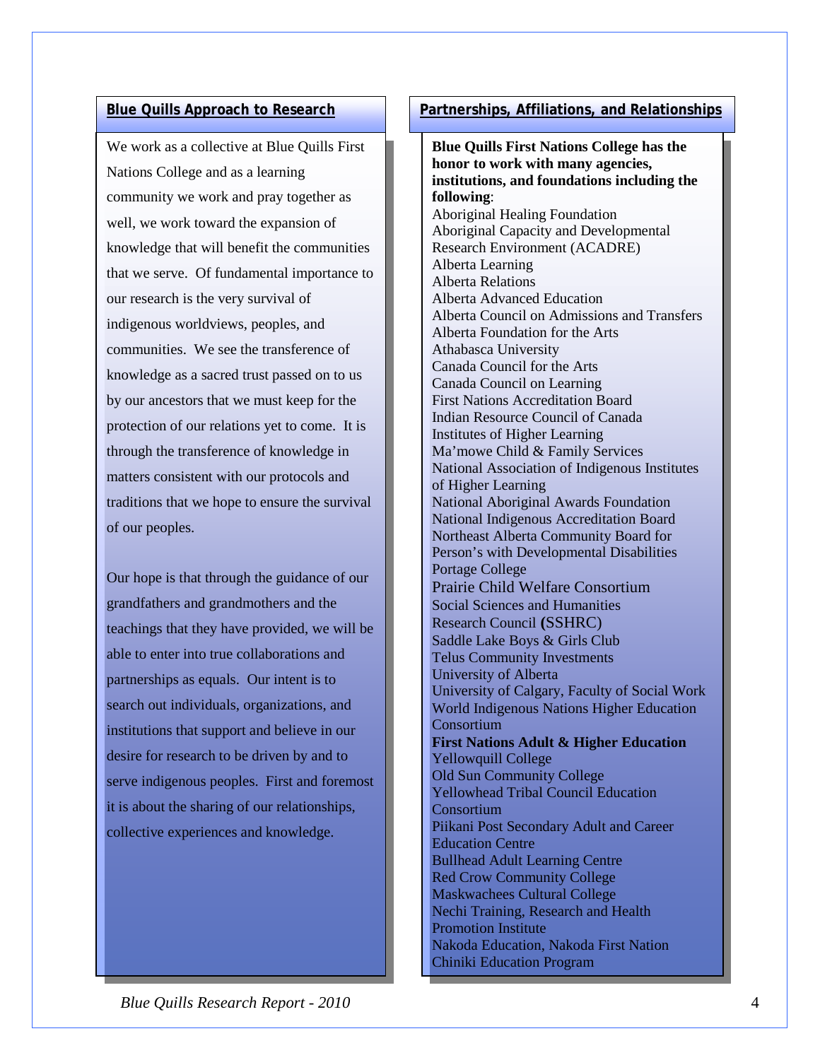## Blue Quills Approach to Research

We work as a collective at Blue Quills First Nations College and as a learning community we work and pray together as well, we work toward the expansion of knowledge that will benefit the communities that we serve. Of fundamental importance to our research is the very survival of indigenous worldviews, peoples, and communities. We see the transference of knowledge as a sacred trust passed on to us by our ancestors that we must keep for the protection of our relations yet to come. It is through the transference of knowledge in matters consistent with our protocols and traditions that we hope to ensure the survival of our peoples.

Our hope is that through the guidance of our grandfathers and grandmothers and the teachings that they have provided, we will be able to enter into true collaborations and partnerships as equals. Our intent is to search out individuals, organizations, and institutions that support and believe in our desire for research to be driven by and to serve indigenous peoples. First and foremost it is about the sharing of our relationships, collective experiences and knowledge.

## Partnerships, Affiliations, and Relationships

**Blue Quills First Nations College has the honor to work with many agencies, institutions, and foundations including the following**:

Aboriginal Healing Foundation
Aboriginal Capacity and Developmental Research Environment (ACADRE)
Alberta Learning
Alberta Relations
Alberta Advanced Education
Alberta Council on Admissions and Transfers
Alberta Foundation for the Arts
Athabasca University
Canada Council for the Arts
Canada Council on Learning
First Nations Accreditation Board
Indian Resource Council of Canada
Institutes of Higher Learning
Ma'mowe Child & Family Services
National Association of Indigenous Institutes of Higher Learning
National Aboriginal Awards Foundation
National Indigenous Accreditation Board
Northeast Alberta Community Board for Person's with Developmental Disabilities
Portage College
Prairie Child Welfare Consortium
Social Sciences and Humanities Research Council (SSHRC)
Saddle Lake Boys & Girls Club
Telus Community Investments
University of Alberta
University of Calgary, Faculty of Social Work
World Indigenous Nations Higher Education Consortium

**First Nations Adult & Higher Education**

Yellowquill College
Old Sun Community College
Yellowhead Tribal Council Education Consortium
Piikani Post Secondary Adult and Career Education Centre
Bullhead Adult Learning Centre
Red Crow Community College
Maskwachees Cultural College
Nechi Training, Research and Health Promotion Institute
Nakoda Education, Nakoda First Nation
Chiniki Education Program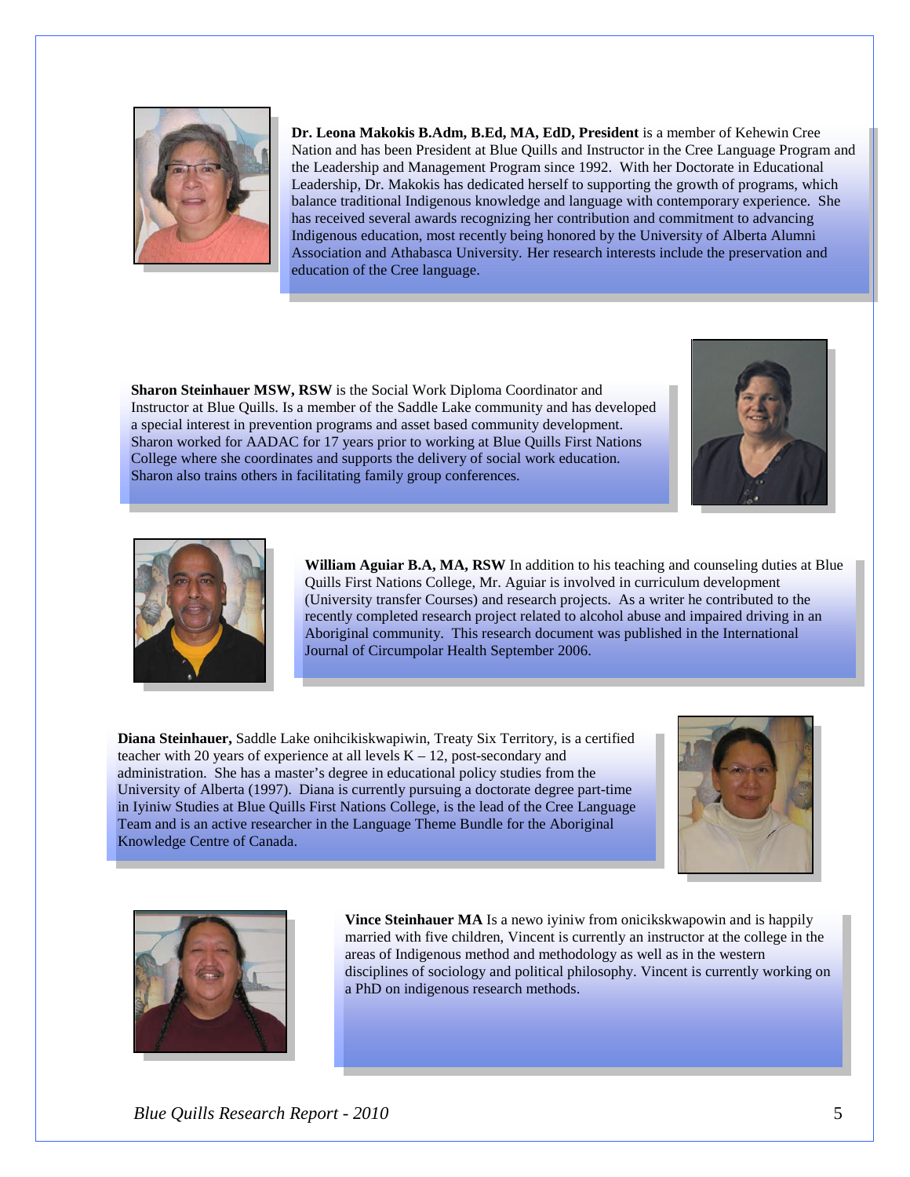**Dr. Leona Makokis B.Adm, B.Ed, MA, EdD, President** is a member of Kehewin Cree Nation and has been President at Blue Quills and Instructor in the Cree Language Program and the Leadership and Management Program since 1992. With her Doctorate in Educational Leadership, Dr. Makokis has dedicated herself to supporting the growth of programs, which balance traditional Indigenous knowledge and language with contemporary experience. She has received several awards recognizing her contribution and commitment to advancing Indigenous education, most recently being honored by the University of Alberta Alumni Association and Athabasca University. Her research interests include the preservation and education of the Cree language.

**Sharon Steinhauer MSW, RSW** is the Social Work Diploma Coordinator and Instructor at Blue Quills. Is a member of the Saddle Lake community and has developed a special interest in prevention programs and asset based community development. Sharon worked for AADAC for 17 years prior to working at Blue Quills First Nations College where she coordinates and supports the delivery of social work education. Sharon also trains others in facilitating family group conferences.

**William Aguiar B.A, MA, RSW** In addition to his teaching and counseling duties at Blue Quills First Nations College, Mr. Aguiar is involved in curriculum development (University transfer Courses) and research projects. As a writer he contributed to the recently completed research project related to alcohol abuse and impaired driving in an Aboriginal community. This research document was published in the International Journal of Circumpolar Health September 2006.

**Diana Steinhauer,** Saddle Lake onihcikiskwapiwin, Treaty Six Territory, is a certified teacher with 20 years of experience at all levels K – 12, post-secondary and administration. She has a master's degree in educational policy studies from the University of Alberta (1997). Diana is currently pursuing a doctorate degree part-time in Iyiniw Studies at Blue Quills First Nations College, is the lead of the Cree Language Team and is an active researcher in the Language Theme Bundle for the Aboriginal Knowledge Centre of Canada.

**Vince Steinhauer MA** Is a newo iyiniw from onicikskwapowin and is happily married with five children, Vincent is currently an instructor at the college in the areas of Indigenous method and methodology as well as in the western disciplines of sociology and political philosophy. Vincent is currently working on a PhD on indigenous research methods.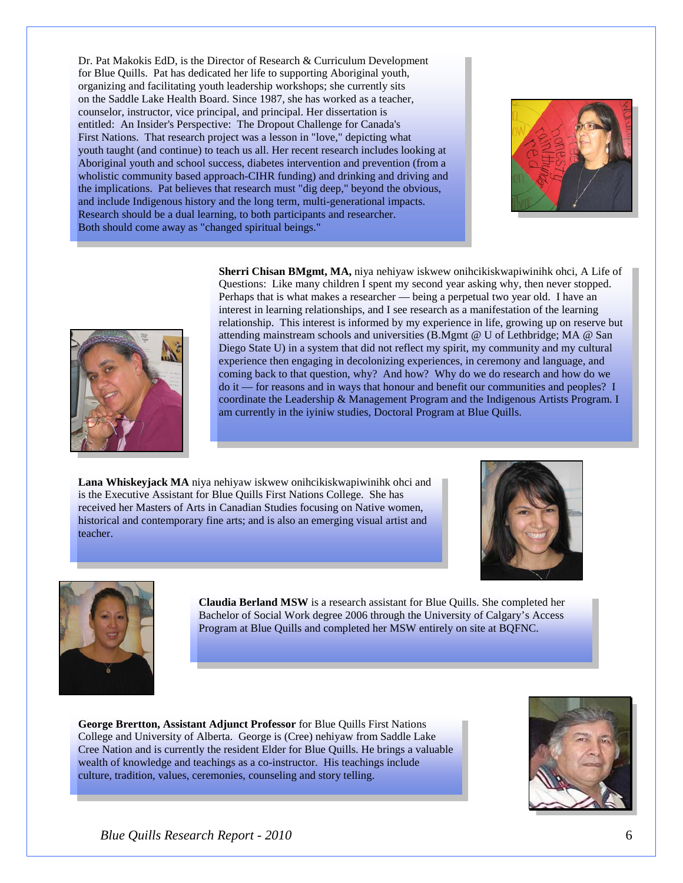Dr. Pat Makokis EdD, is the Director of Research & Curriculum Development for Blue Quills. Pat has dedicated her life to supporting Aboriginal youth, organizing and facilitating youth leadership workshops; she currently sits on the Saddle Lake Health Board. Since 1987, she has worked as a teacher, counselor, instructor, vice principal, and principal. Her dissertation is entitled: An Insider's Perspective: The Dropout Challenge for Canada's First Nations. That research project was a lesson in "love," depicting what youth taught (and continue) to teach us all. Her recent research includes looking at Aboriginal youth and school success, diabetes intervention and prevention (from a wholistic community based approach-CIHR funding) and drinking and driving and the implications. Pat believes that research must "dig deep," beyond the obvious, and include Indigenous history and the long term, multi-generational impacts. Research should be a dual learning, to both participants and researcher. Both should come away as "changed spiritual beings."

**Sherri Chisan BMgmt, MA,** niya nehiyaw iskwew onihcikiskwapiwinihk ohci, A Life of Questions: Like many children I spent my second year asking why, then never stopped. Perhaps that is what makes a researcher — being a perpetual two year old. I have an interest in learning relationships, and I see research as a manifestation of the learning relationship. This interest is informed by my experience in life, growing up on reserve but attending mainstream schools and universities (B.Mgmt @ U of Lethbridge; MA @ San Diego State U) in a system that did not reflect my spirit, my community and my cultural experience then engaging in decolonizing experiences, in ceremony and language, and coming back to that question, why? And how? Why do we do research and how do we do it — for reasons and in ways that honour and benefit our communities and peoples? I coordinate the Leadership & Management Program and the Indigenous Artists Program. I am currently in the iyiniw studies, Doctoral Program at Blue Quills.

**Lana Whiskeyjack MA** niya nehiyaw iskwew onihcikiskwapiwinihk ohci and is the Executive Assistant for Blue Quills First Nations College. She has received her Masters of Arts in Canadian Studies focusing on Native women, historical and contemporary fine arts; and is also an emerging visual artist and teacher.

**Claudia Berland MSW** is a research assistant for Blue Quills. She completed her Bachelor of Social Work degree 2006 through the University of Calgary's Access Program at Blue Quills and completed her MSW entirely on site at BQFNC.

**George Brertton, Assistant Adjunct Professor** for Blue Quills First Nations College and University of Alberta. George is (Cree) nehiyaw from Saddle Lake Cree Nation and is currently the resident Elder for Blue Quills. He brings a valuable wealth of knowledge and teachings as a co-instructor. His teachings include culture, tradition, values, ceremonies, counseling and story telling.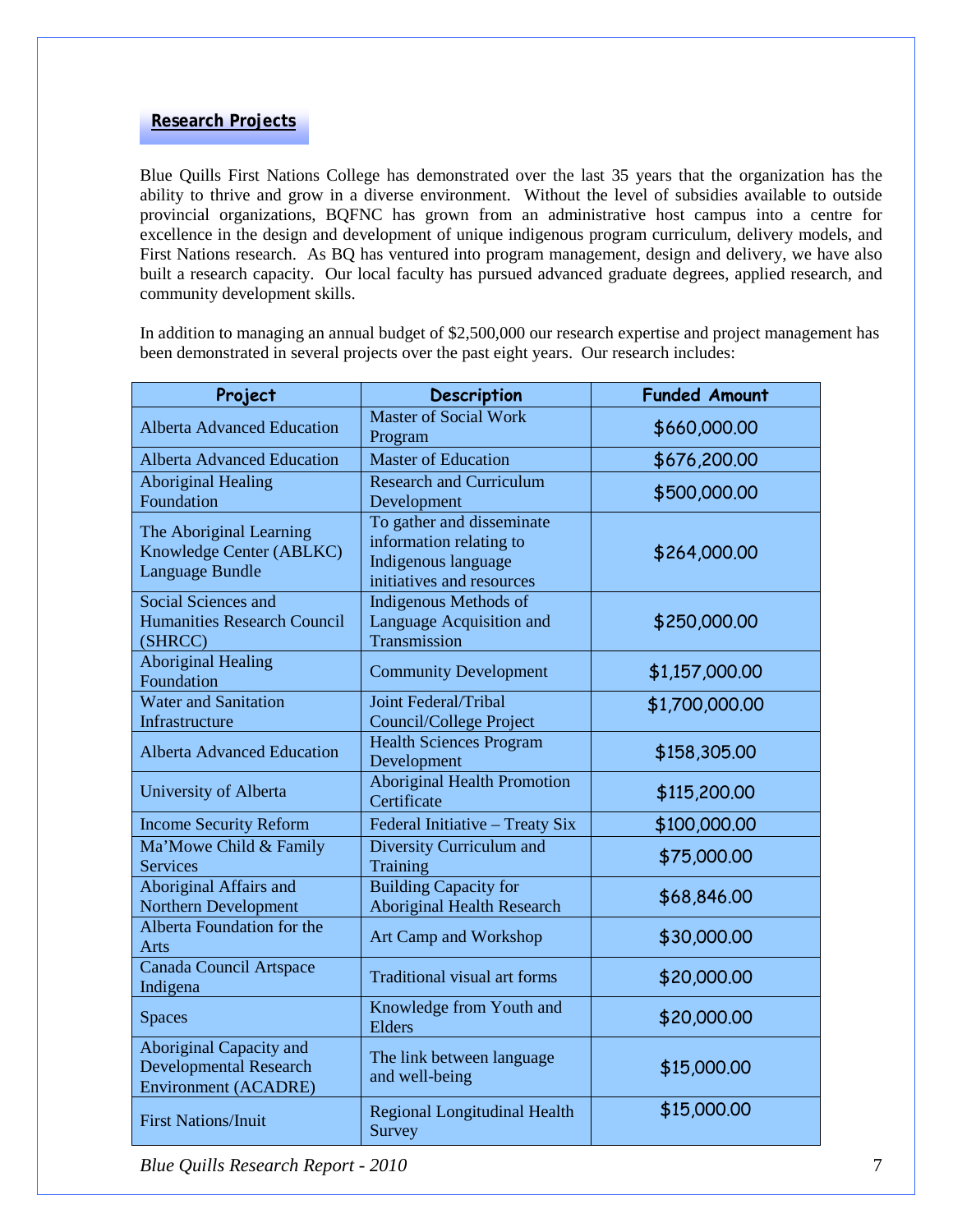## Research Projects

Blue Quills First Nations College has demonstrated over the last 35 years that the organization has the ability to thrive and grow in a diverse environment. Without the level of subsidies available to outside provincial organizations, BQFNC has grown from an administrative host campus into a centre for excellence in the design and development of unique indigenous program curriculum, delivery models, and First Nations research. As BQ has ventured into program management, design and delivery, we have also built a research capacity. Our local faculty has pursued advanced graduate degrees, applied research, and community development skills.

In addition to managing an annual budget of $2,500,000 our research expertise and project management has been demonstrated in several projects over the past eight years. Our research includes:

| Project | Description | Funded Amount |
|---|---|---|
| Alberta Advanced Education | Master of Social Work Program | $660,000.00 |
| Alberta Advanced Education | Master of Education | $676,200.00 |
| Aboriginal Healing Foundation | Research and Curriculum Development | $500,000.00 |
| The Aboriginal Learning Knowledge Center (ABLKC) Language Bundle | To gather and disseminate information relating to Indigenous language initiatives and resources | $264,000.00 |
| Social Sciences and Humanities Research Council (SHRCC) | Indigenous Methods of Language Acquisition and Transmission | $250,000.00 |
| Aboriginal Healing Foundation | Community Development | $1,157,000.00 |
| Water and Sanitation Infrastructure | Joint Federal/Tribal Council/College Project | $1,700,000.00 |
| Alberta Advanced Education | Health Sciences Program Development | $158,305.00 |
| University of Alberta | Aboriginal Health Promotion Certificate | $115,200.00 |
| Income Security Reform | Federal Initiative – Treaty Six | $100,000.00 |
| Ma'Mowe Child & Family Services | Diversity Curriculum and Training | $75,000.00 |
| Aboriginal Affairs and Northern Development | Building Capacity for Aboriginal Health Research | $68,846.00 |
| Alberta Foundation for the Arts | Art Camp and Workshop | $30,000.00 |
| Canada Council Artspace Indigena | Traditional visual art forms | $20,000.00 |
| Spaces | Knowledge from Youth and Elders | $20,000.00 |
| Aboriginal Capacity and Developmental Research Environment (ACADRE) | The link between language and well-being | $15,000.00 |
| First Nations/Inuit | Regional Longitudinal Health Survey | $15,000.00 |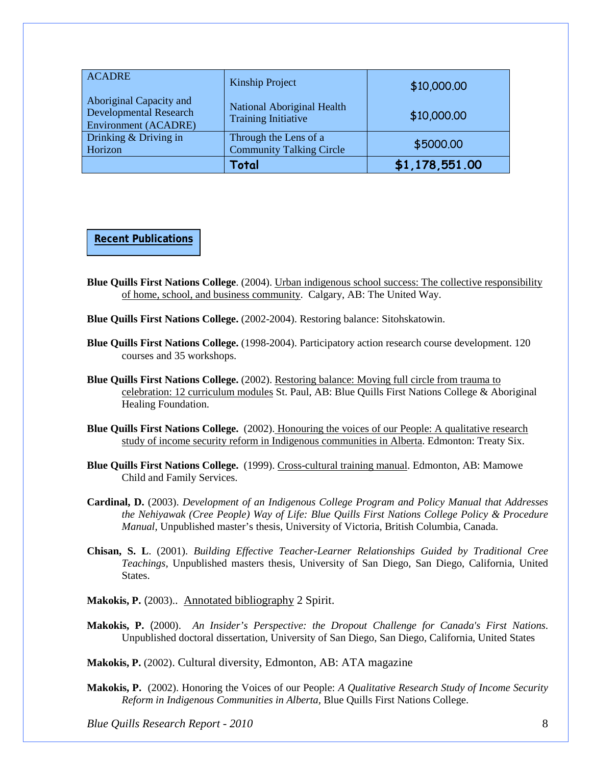| | | |
|---|---|---|
| ACADRE<br><br>Aboriginal Capacity and Developmental Research Environment (ACADRE) | Kinship Project<br><br>National Aboriginal Health Training Initiative | $10,000.00<br><br>$10,000.00 |
| Drinking & Driving in Horizon | Through the Lens of a Community Talking Circle | $5000.00 |
| | **Total** | **$1,178,551.00** |

## Recent Publications

**Blue Quills First Nations College**. (2004). Urban indigenous school success: The collective responsibility of home, school, and business community. Calgary, AB: The United Way.

**Blue Quills First Nations College.** (2002-2004). Restoring balance: Sitohskatowin.

**Blue Quills First Nations College.** (1998-2004). Participatory action research course development. 120 courses and 35 workshops.

**Blue Quills First Nations College.** (2002). Restoring balance: Moving full circle from trauma to celebration: 12 curriculum modules St. Paul, AB: Blue Quills First Nations College & Aboriginal Healing Foundation.

**Blue Quills First Nations College.** (2002). Honouring the voices of our People: A qualitative research study of income security reform in Indigenous communities in Alberta. Edmonton: Treaty Six.

**Blue Quills First Nations College.** (1999). Cross-cultural training manual. Edmonton, AB: Mamowe Child and Family Services.

**Cardinal, D.** (2003). *Development of an Indigenous College Program and Policy Manual that Addresses the Nehiyawak (Cree People) Way of Life: Blue Quills First Nations College Policy & Procedure Manual*, Unpublished master's thesis, University of Victoria, British Columbia, Canada.

**Chisan, S. L**. (2001). *Building Effective Teacher-Learner Relationships Guided by Traditional Cree Teachings,* Unpublished masters thesis, University of San Diego, San Diego, California, United States.

**Makokis, P.** (2003).. Annotated bibliography 2 Spirit.

**Makokis, P.** (2000). *An Insider's Perspective: the Dropout Challenge for Canada's First Nations*. Unpublished doctoral dissertation, University of San Diego, San Diego, California, United States

**Makokis, P.** (2002). Cultural diversity, Edmonton, AB: ATA magazine

**Makokis, P.** (2002). Honoring the Voices of our People: *A Qualitative Research Study of Income Security Reform in Indigenous Communities in Alberta,* Blue Quills First Nations College.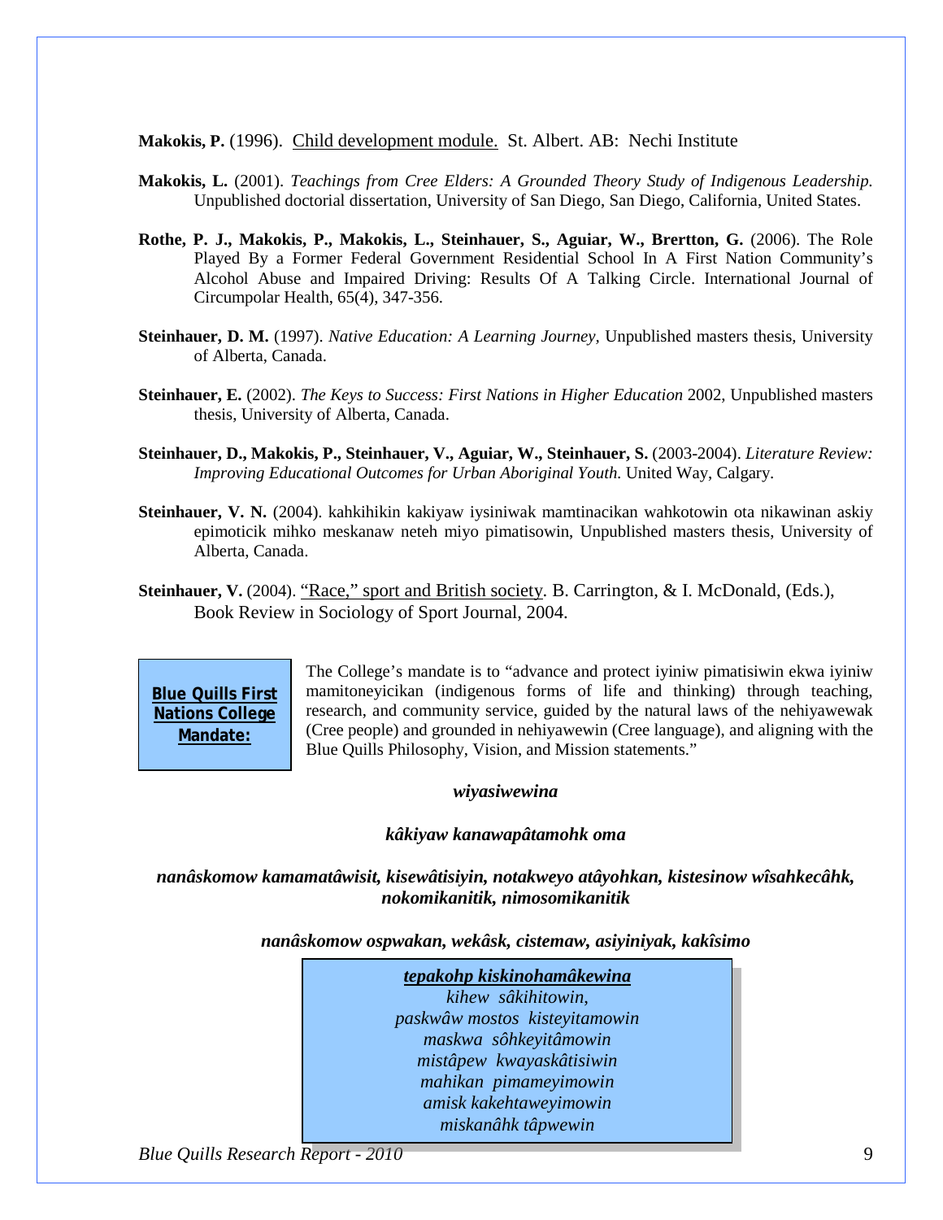**Makokis, P.** (1996). Child development module. St. Albert. AB: Nechi Institute

**Makokis, L.** (2001). *Teachings from Cree Elders: A Grounded Theory Study of Indigenous Leadership.* Unpublished doctorial dissertation, University of San Diego, San Diego, California, United States.

**Rothe, P. J., Makokis, P., Makokis, L., Steinhauer, S., Aguiar, W., Brertton, G.** (2006). The Role Played By a Former Federal Government Residential School In A First Nation Community's Alcohol Abuse and Impaired Driving: Results Of A Talking Circle. International Journal of Circumpolar Health, 65(4), 347-356.

**Steinhauer, D. M.** (1997). *Native Education: A Learning Journey,* Unpublished masters thesis, University of Alberta, Canada.

**Steinhauer, E.** (2002). *The Keys to Success: First Nations in Higher Education* 2002, Unpublished masters thesis, University of Alberta, Canada.

**Steinhauer, D., Makokis, P., Steinhauer, V., Aguiar, W., Steinhauer, S.** (2003-2004). *Literature Review: Improving Educational Outcomes for Urban Aboriginal Youth.* United Way, Calgary.

**Steinhauer, V. N.** (2004). kahkihikin kakiyaw iysiniwak mamtinacikan wahkotowin ota nikawinan askiy epimoticik mihko meskanaw neteh miyo pimatisowin, Unpublished masters thesis, University of Alberta, Canada.

**Steinhauer, V.** (2004). "Race," sport and British society. B. Carrington, & I. McDonald, (Eds.), Book Review in Sociology of Sport Journal, 2004.

**Blue Quills First Nations College Mandate:**

The College's mandate is to "advance and protect iyiniw pimatisiwin ekwa iyiniw mamitoneyicikan (indigenous forms of life and thinking) through teaching, research, and community service, guided by the natural laws of the nehiyawewak (Cree people) and grounded in nehiyawewin (Cree language), and aligning with the Blue Quills Philosophy, Vision, and Mission statements."

***wiyasiwewina***

***kâkiyaw kanawapâtamohk oma***

***nanâskomow kamamatâwisit, kisewâtisiyin, notakweyo atâyohkan, kistesinow wîsahkecâhk, nokomikanitik, nimosomikanitik***

***nanâskomow ospwakan, wekâsk, cistemaw, asiyiniyak, kakîsimo***

***tepakohp kiskinohamâkewina***

*kihew sâkihitowin,*
*paskwâw mostos kisteyitamowin*
*maskwa sôhkeyitâmowin*
*mistâpew kwayaskâtisiwin*
*mahikan pimameyimowin*
*amisk kakehtaweyimowin*
*miskanâhk tâpwewin*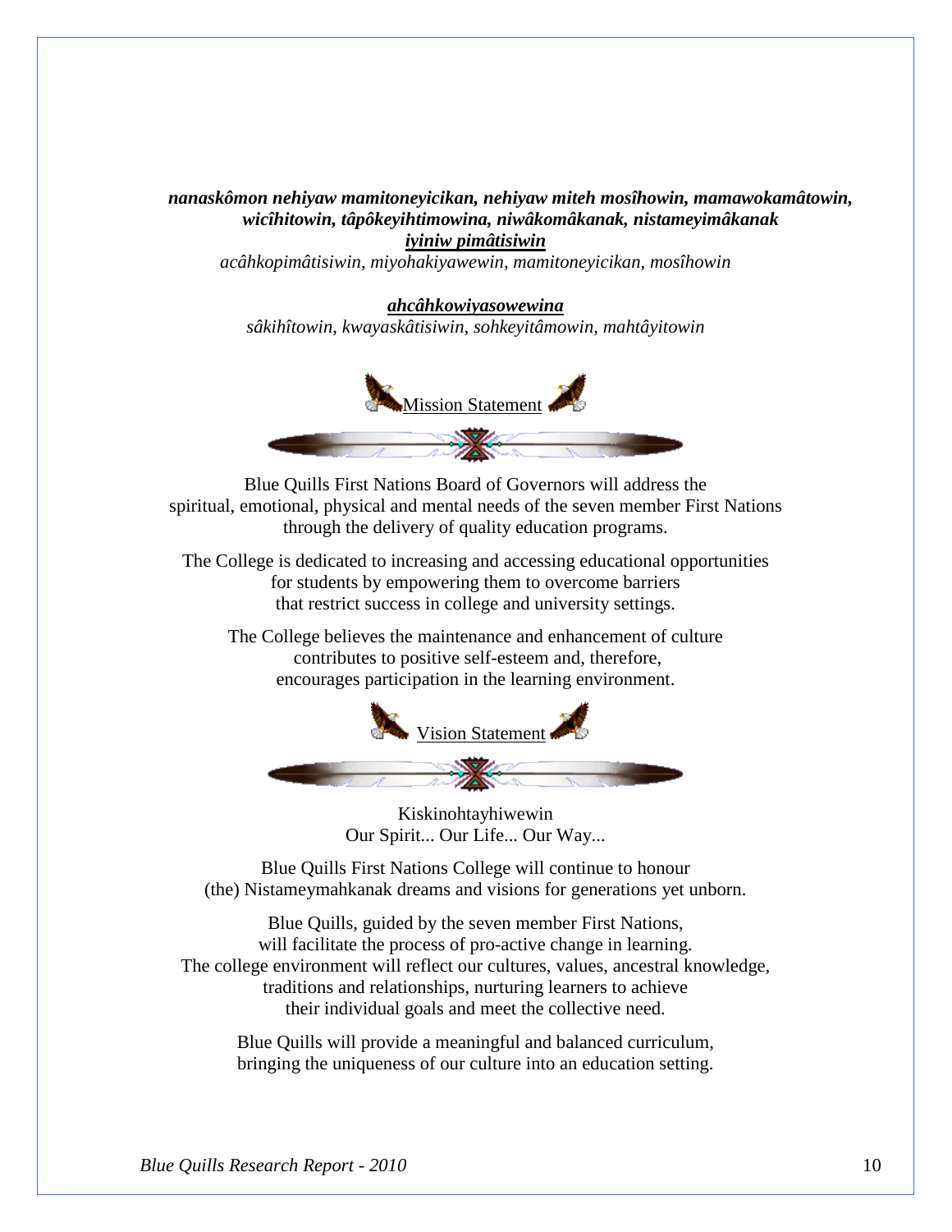***nanaskômon nehiyaw mamitoneyicikan, nehiyaw miteh mosîhowin, mamawokamâtowin, wicîhitowin, tâpôkeyihtimowina, niwâkomâkanak, nistameyimâkanak***

***iyiniw pimâtisiwin***

*acâhkopimâtisiwin, miyohakiyawewin, mamitoneyicikan, mosîhowin*

***ahcâhkowiyasowewina***

*sâkihîtowin, kwayaskâtisiwin, sohkeyitâmowin, mahtâyitowin*

## Mission Statement

Blue Quills First Nations Board of Governors will address the spiritual, emotional, physical and mental needs of the seven member First Nations through the delivery of quality education programs.

The College is dedicated to increasing and accessing educational opportunities for students by empowering them to overcome barriers that restrict success in college and university settings.

The College believes the maintenance and enhancement of culture contributes to positive self-esteem and, therefore, encourages participation in the learning environment.

## Vision Statement

Kiskinohtayhiwewin
Our Spirit... Our Life... Our Way...

Blue Quills First Nations College will continue to honour (the) Nistameymahkanak dreams and visions for generations yet unborn.

Blue Quills, guided by the seven member First Nations, will facilitate the process of pro-active change in learning. The college environment will reflect our cultures, values, ancestral knowledge, traditions and relationships, nurturing learners to achieve their individual goals and meet the collective need.

Blue Quills will provide a meaningful and balanced curriculum, bringing the uniqueness of our culture into an education setting.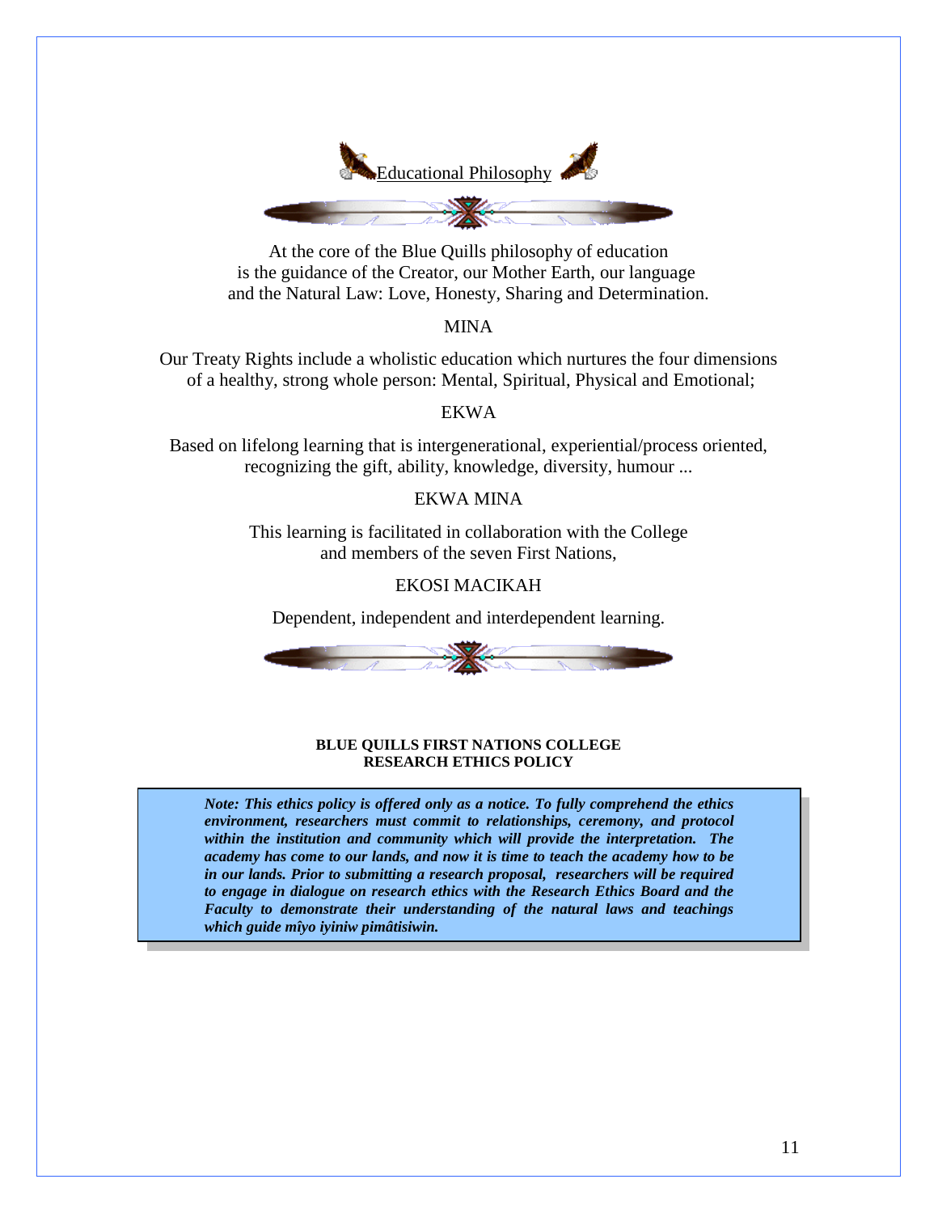## Educational Philosophy

At the core of the Blue Quills philosophy of education
is the guidance of the Creator, our Mother Earth, our language
and the Natural Law: Love, Honesty, Sharing and Determination.

MINA

Our Treaty Rights include a wholistic education which nurtures the four dimensions
of a healthy, strong whole person: Mental, Spiritual, Physical and Emotional;

EKWA

Based on lifelong learning that is intergenerational, experiential/process oriented,
recognizing the gift, ability, knowledge, diversity, humour ...

EKWA MINA

This learning is facilitated in collaboration with the College
and members of the seven First Nations,

EKOSI MACIKAH

Dependent, independent and interdependent learning.

**BLUE QUILLS FIRST NATIONS COLLEGE**
**RESEARCH ETHICS POLICY**

***Note: This ethics policy is offered only as a notice. To fully comprehend the ethics environment, researchers must commit to relationships, ceremony, and protocol within the institution and community which will provide the interpretation. The academy has come to our lands, and now it is time to teach the academy how to be in our lands. Prior to submitting a research proposal, researchers will be required to engage in dialogue on research ethics with the Research Ethics Board and the Faculty to demonstrate their understanding of the natural laws and teachings which guide mîyo iyiniw pimâtisiwin.***